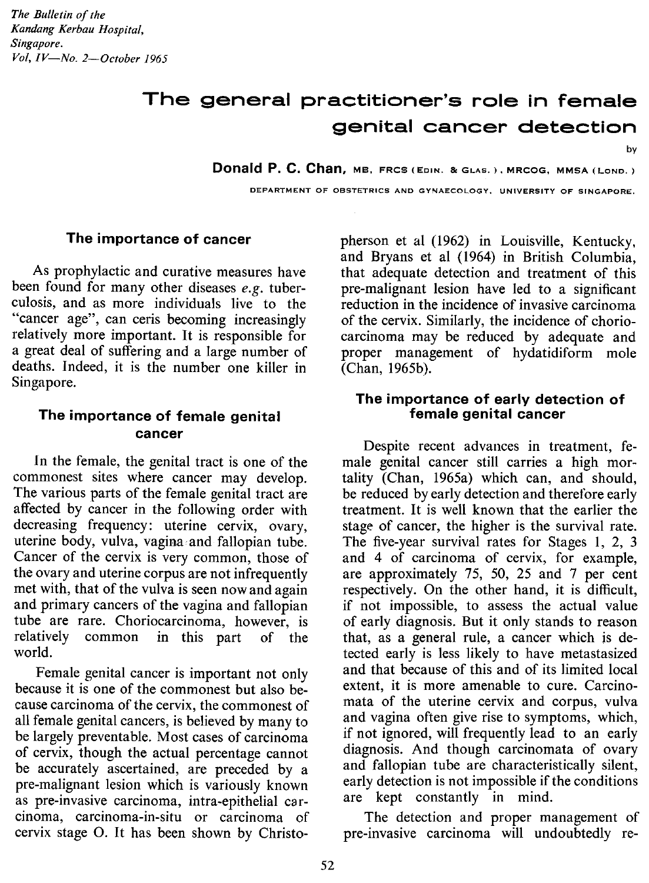# The general practitioner's role in female genital cancer detection

by

**Donald P. C. Chan,** MB, FRCS (EDIN. & GLAS.), MRCOG, MMSA (LOND.)

DEPARTMENT OF OBSTETRICS AND GYNAECOLOGY, UNIVERSITY OF SINGAPORE.

## The importance of cancer

As prophylactic and curative measures have been found for many other diseases *e.g.* tuberculosis, and as more individuals live to the "cancer age", can ceris becoming increasingly relatively more important. It is responsible for a great deal of suffering and a large number of deaths. Indeed, it is the number one killer in Singapore.

## The importance of female genital cancer

In the female, the genital tract is one of the commonest sites where cancer may develop. The various parts of the female genital tract are affected by cancer in the following order with decreasing frequency: uterine cervix, ovary, uterine body, vulva, vagina and fallopian tube. Cancer of the cervix is very common, those of the ovary and uterine corpus are not infrequently met with, that of the vulva is seen now and again and primary cancers of the vagina and fallopian tube are rare. Choriocarcinoma, however, is relatively common in this part of the world.

Female genital cancer is important not only because it is one of the commonest but also because carcinoma of the cervix, the commonest of all female genital cancers, is believed by many to be largely preventable. Most cases of carcinoma of cervix, though the actual percentage cannot be accurately ascertained, are preceded by a pre-malignant lesion which is variously known as pre-invasive carcinoma, intra-epithelial carcinoma, carcinoma-in-situ or carcinoma of cervix stage O. It has been shown by Christopherson et al (1962) in Louisville, Kentucky, and Bryans et al (1964) in British Columbia, that adequate detection and treatment of this pre-malignant lesion have led to a significant reduction in the incidence of invasive carcinoma of the cervix. Similarly, the incidence of choriocarcinoma may be reduced by adequate and proper management of hydatidiform mole (Chan, 1965b).

## The importance of early detection of female genital cancer

Despite recent advances in treatment, female genital cancer still carries a high mortality (Chan, 1965a) which can, and should, be reduced by early detection and therefore early treatment. It is well known that the earlier the stage of cancer, the higher is the survival rate. The five-year survival rates for Stages 1, 2, 3 and 4 of carcinoma of cervix, for example, are approximately 75, 50, 25 and 7 per cent respectively. On the other hand, it is difficult, if not impossible, to assess the actual value of early diagnosis. But it only stands to reason that, as a general rule, a cancer which is detected early is less likely to have metastasized and that because of this and of its limited local extent, it is more amenable to cure. Carcinomata of the uterine cervix and corpus, vulva and vagina often give rise to symptoms, which, if not ignored, will frequently lead to an early diagnosis. And though carcinomata of ovary and fallopian tube are characteristically silent, early detection is not impossible if the conditions are kept constantly in mind.

The detection and proper management of pre-invasive carcinoma will undoubtedly re-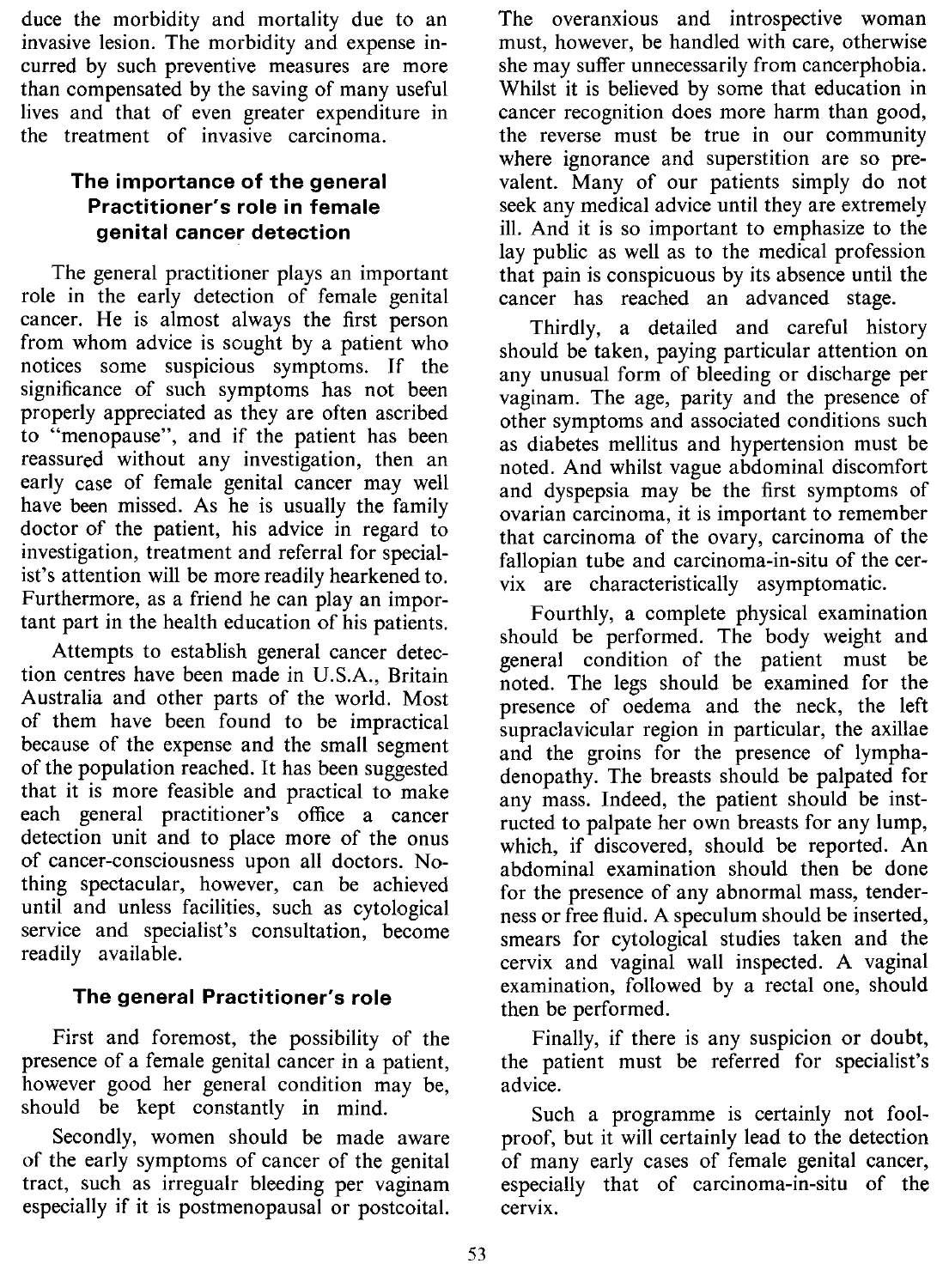duce the morbidity and mortality due to an invasive lesion. The morbidity and expense incurred by such preventive measures are more than compensated by the saving of many useful lives and that of even greater expenditure in the treatment of invasive carcinoma.

## The importance of the general Practitioner's role in female genital cancer detection

The general practitioner plays an important role in the early detection of female genital cancer. He is almost always the first person from whom advice is sought by a patient who notices some suspicious symptoms. If the significance of such symptoms has not been properly appreciated as they are often ascribed to "menopause", and if the patient has been reassured without any investigation, then an early case of female genital cancer may well have been missed. As he is usually the family doctor of the patient, his advice in regard to investigation, treatment and referral for specialist's attention will be more readily hearkened to. Furthermore, as a friend he can play an important part in the health education of his patients.

Attempts to establish general cancer detection centres have been made in U.S.A., Britain Australia and other parts of the world. Most of them have been found to be impractical because of the expense and the small segment of the population reached. It has been suggested that it is more feasible and practical to make each general practitioner's office a cancer detection unit and to place more of the onus of cancer-consciousness upon all doctors. Nothing spectacular, however, can be achieved until and unless facilities, such as cytological service and specialist's consultation, become readily available.

## The general Practitioner's role

First and foremost, the possibility of the presence of a female genital cancer in a patient, however good her general condition may be, should be kept constantly in mind.

Secondly, women should be made aware of the early symptoms of cancer of the genital tract, such as irregualr bleeding per vaginam especially if it is postmenopausal or postcoital. The overanxious and introspective woman must, however, be handled with care, otherwise she may suffer unnecessarily from cancerphobia. Whilst it is believed by some that education in cancer recognition does more harm than good, the reverse must be true in our community where ignorance and superstition are so prevalent. Many of our patients simply do not seek any medical advice until they are extremely ill. And it is so important to emphasize to the lay public as well as to the medical profession that pain is conspicuous by its absence until the cancer has reached an advanced stage.

Thirdly, a detailed and careful history should be taken, paying particular attention on any unusual form of bleeding or discharge per vaginam. The age, parity and the presence of other symptoms and associated conditions such as diabetes mellitus and hypertension must be noted. And whilst vague abdominal discomfort and dyspepsia may be the first symptoms of ovarian carcinoma, it is important to remember that carcinoma of the ovary, carcinoma of the fallopian tube and carcinoma-in-situ of the cervix are characteristically asymptomatic.

Fourthly, a complete physical examination should be performed. The body weight and general condition of the patient must be noted. The legs should be examined for the presence of oedema and the neck, the left supraclavicular region in particular, the axillae and the groins for the presence of lymphadenopathy. The breasts should be palpated for any mass. Indeed, the patient should be instructed to palpate her own breasts for any lump, which, if discovered, should be reported. An abdominal examination should then be done for the presence of any abnormal mass, tenderness or free fluid. A speculum should be inserted, smears for cytological studies taken and the cervix and vaginal wall inspected. A vaginal examination, followed by a rectal one, should then be performed.

Finally, if there is any suspicion or doubt, the patient must be referred for specialist's advice.

Such a programme is certainly not foolproof, but it will certainly lead to the detection of many early cases of female genital cancer, especially that of carcinoma-in-situ of the cervix.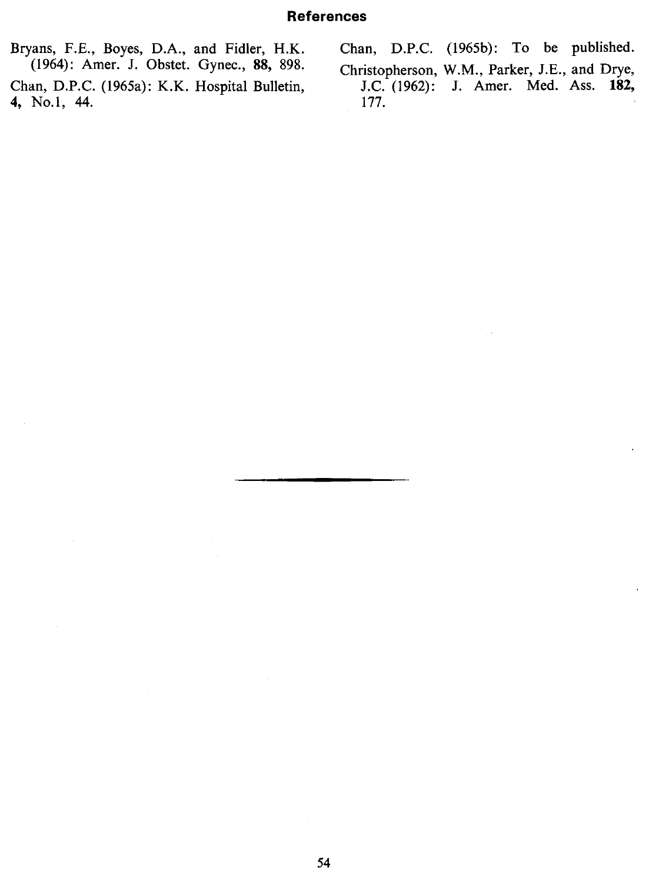## References

Bryans, F.E., Boyes, D.A., and Fidler, H.K. (1964): Amer. J. Obstet. Gynec., **88,** 898.

Chan, D.P.C. (1965a): K.K. Hospital Bulletin, **4,** No.1, 44.

Chan, D.P.C. (1965b): To be published.

Christopherson, W.M., Parker, J.E., and Drye, J.C. (1962): J. Amer. Med. Ass. **182,** 177.